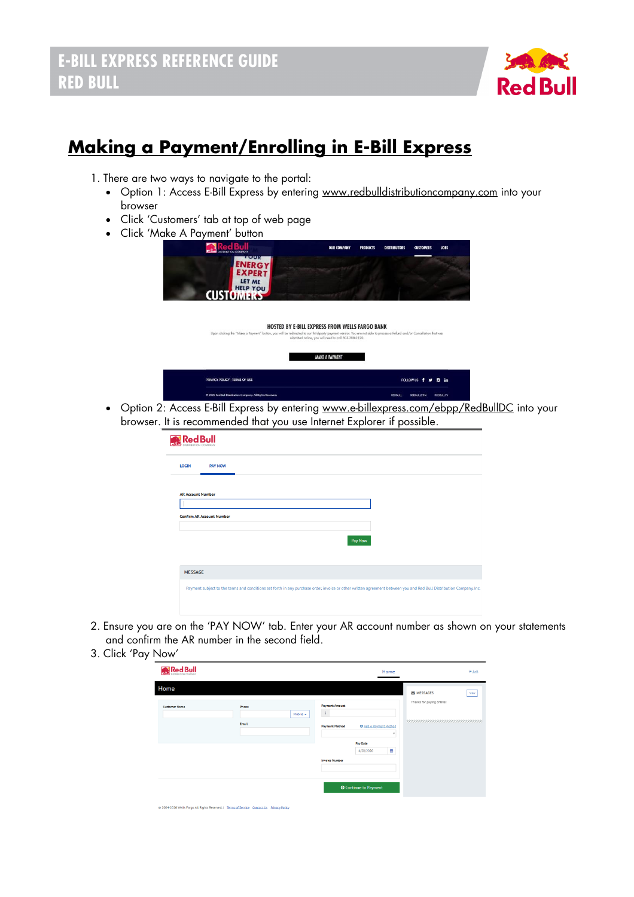# Making a Payment/Enrolling in E-Bill Express

1. There are two ways to navigate to the portal:
   - Option 1: Access E-Bill Express by entering www.redbulldistributioncompany.com into your browser
   - Click 'Customers' tab at top of web page
   - Click 'Make A Payment' button
   - Option 2: Access E-Bill Express by entering www.e-billexpress.com/ebpp/RedBullDC into your browser. It is recommended that you use Internet Explorer if possible.
2. Ensure you are on the 'PAY NOW' tab. Enter your AR account number as shown on your statements and confirm the AR number in the second field.
3. Click 'Pay Now'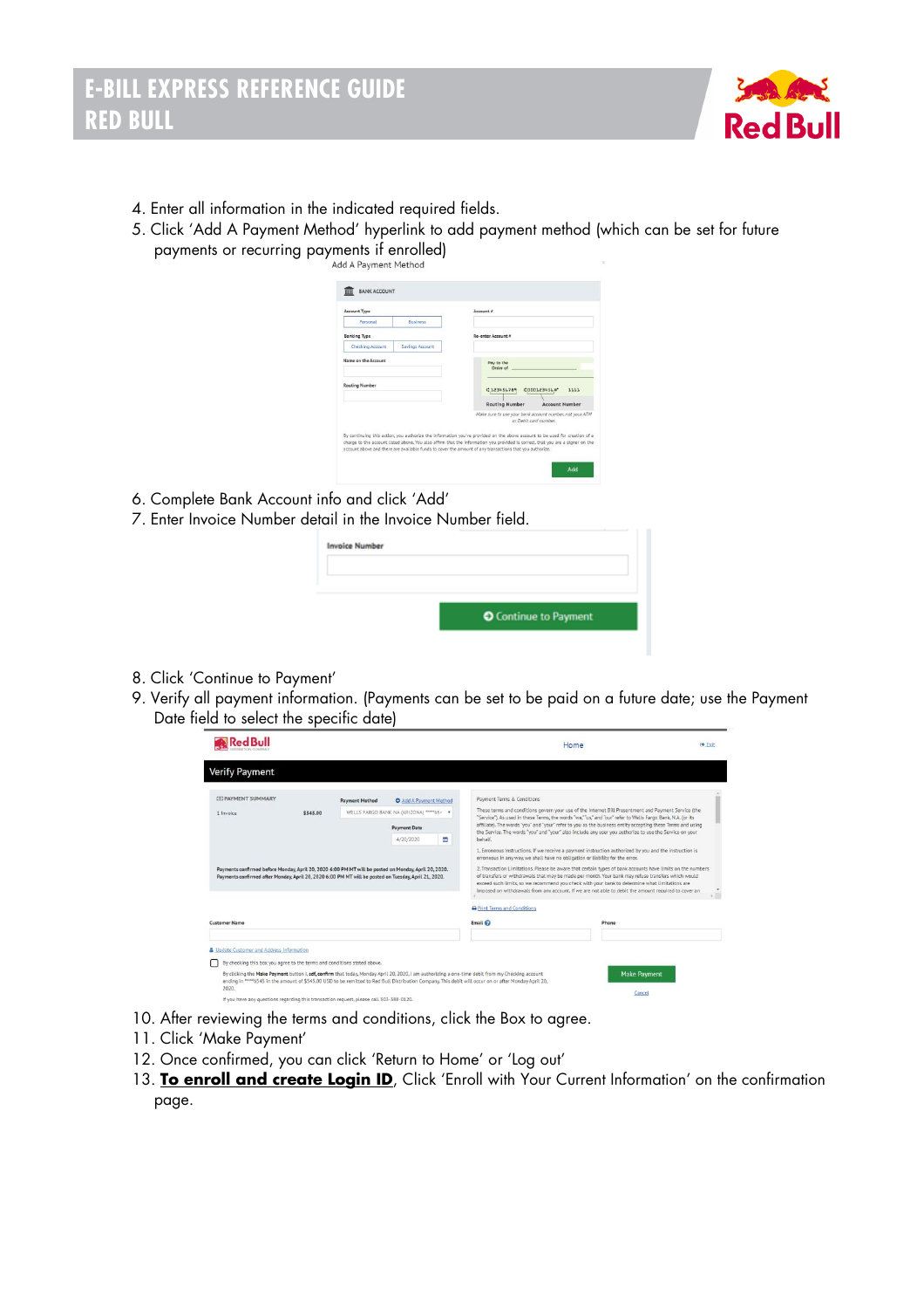4. Enter all information in the indicated required fields.
5. Click 'Add A Payment Method' hyperlink to add payment method (which can be set for future payments or recurring payments if enrolled)
6. Complete Bank Account info and click 'Add'
7. Enter Invoice Number detail in the Invoice Number field.
8. Click 'Continue to Payment'
9. Verify all payment information. (Payments can be set to be paid on a future date; use the Payment Date field to select the specific date)
10. After reviewing the terms and conditions, click the Box to agree.
11. Click 'Make Payment'
12. Once confirmed, you can click 'Return to Home' or 'Log out'
13. **To enroll and create Login ID**, Click 'Enroll with Your Current Information' on the confirmation page.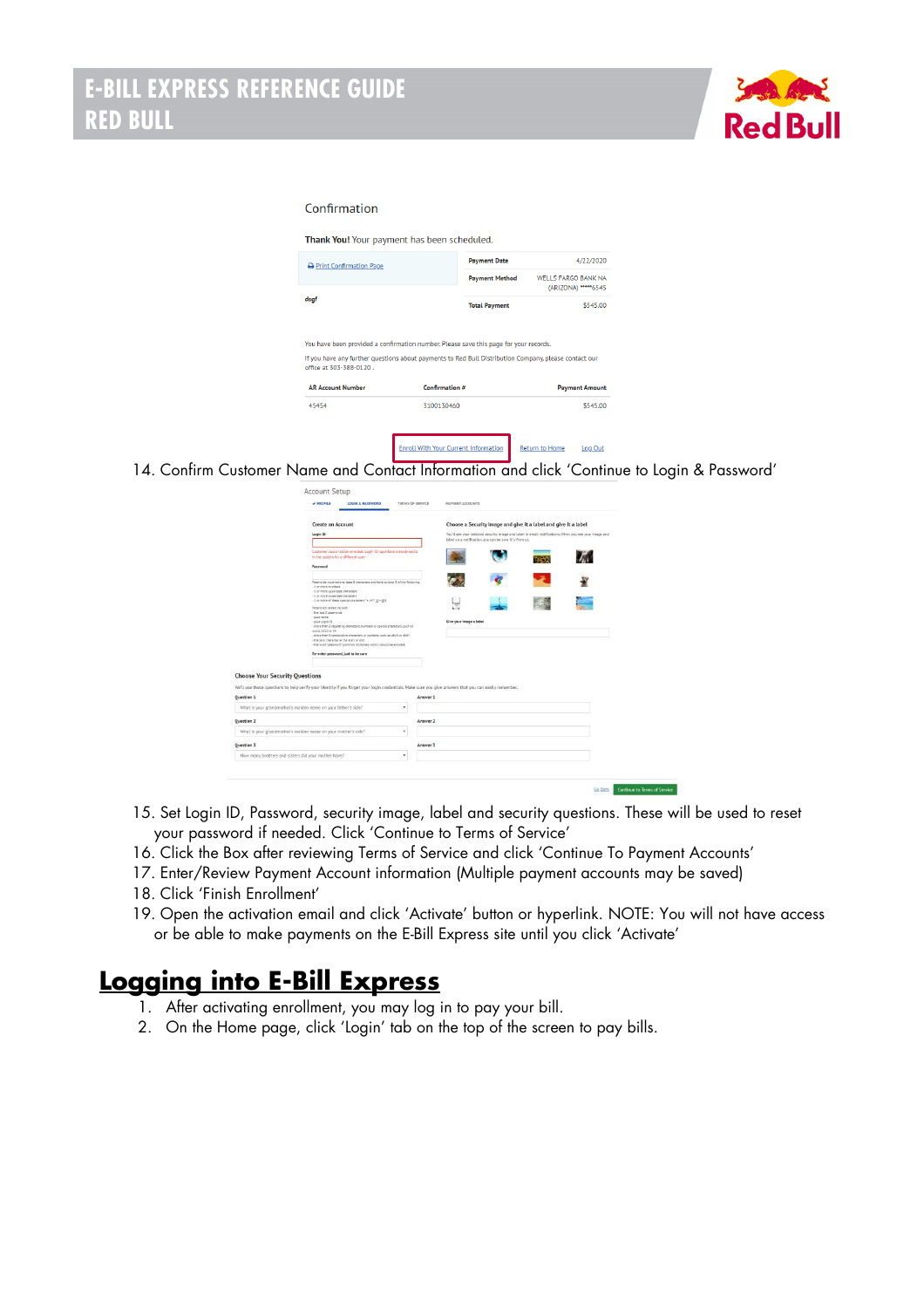Confirmation

**Thank You!** Your payment has been scheduled.

| Print Confirmation Page | Payment Date | 4/22/2020 |
|---|---|---|
| | Payment Method | WELLS FARGO BANK NA (ARIZONA) *****6545 |
| dsgf | Total Payment | $545.00 |

You have been provided a confirmation number. Please save this page for your records.

If you have any further questions about payments to Red Bull Distribution Company, please contact our office at 303-388-0120 .

| AR Account Number | Confirmation # | Payment Amount |
|---|---|---|
| 45454 | 3100130460 | $545.00 |

Enroll With Your Current Information | Return to Home | Log Out

14. Confirm Customer Name and Contact Information and click 'Continue to Login & Password'

15. Set Login ID, Password, security image, label and security questions. These will be used to reset your password if needed. Click 'Continue to Terms of Service'
16. Click the Box after reviewing Terms of Service and click 'Continue To Payment Accounts'
17. Enter/Review Payment Account information (Multiple payment accounts may be saved)
18. Click 'Finish Enrollment'
19. Open the activation email and click 'Activate' button or hyperlink. NOTE: You will not have access or be able to make payments on the E-Bill Express site until you click 'Activate'

## Logging into E-Bill Express

1. After activating enrollment, you may log in to pay your bill.
2. On the Home page, click 'Login' tab on the top of the screen to pay bills.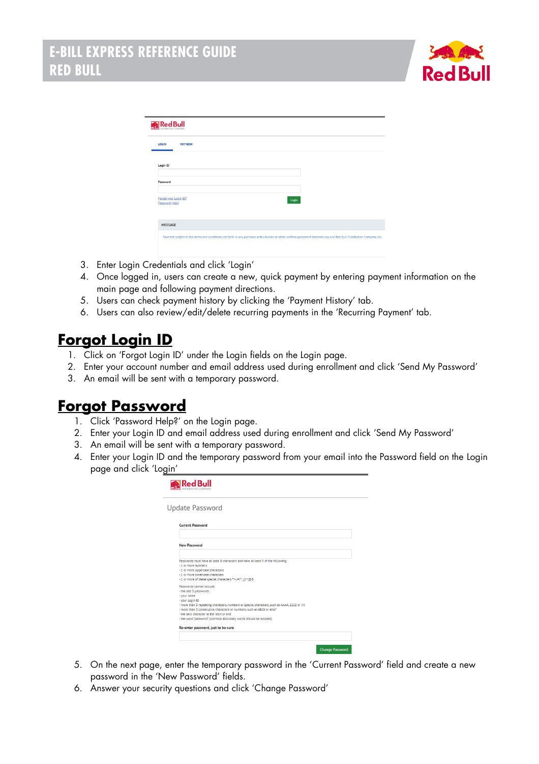3. Enter Login Credentials and click 'Login'
4. Once logged in, users can create a new, quick payment by entering payment information on the main page and following payment directions.
5. Users can check payment history by clicking the 'Payment History' tab.
6. Users can also review/edit/delete recurring payments in the 'Recurring Payment' tab.

## Forgot Login ID

1. Click on 'Forgot Login ID' under the Login fields on the Login page.
2. Enter your account number and email address used during enrollment and click 'Send My Password'
3. An email will be sent with a temporary password.

## Forgot Password

1. Click 'Password Help?' on the Login page.
2. Enter your Login ID and email address used during enrollment and click 'Send My Password'
3. An email will be sent with a temporary password.
4. Enter your Login ID and the temporary password from your email into the Password field on the Login page and click 'Login'

5. On the next page, enter the temporary password in the 'Current Password' field and create a new password in the 'New Password' fields.
6. Answer your security questions and click 'Change Password'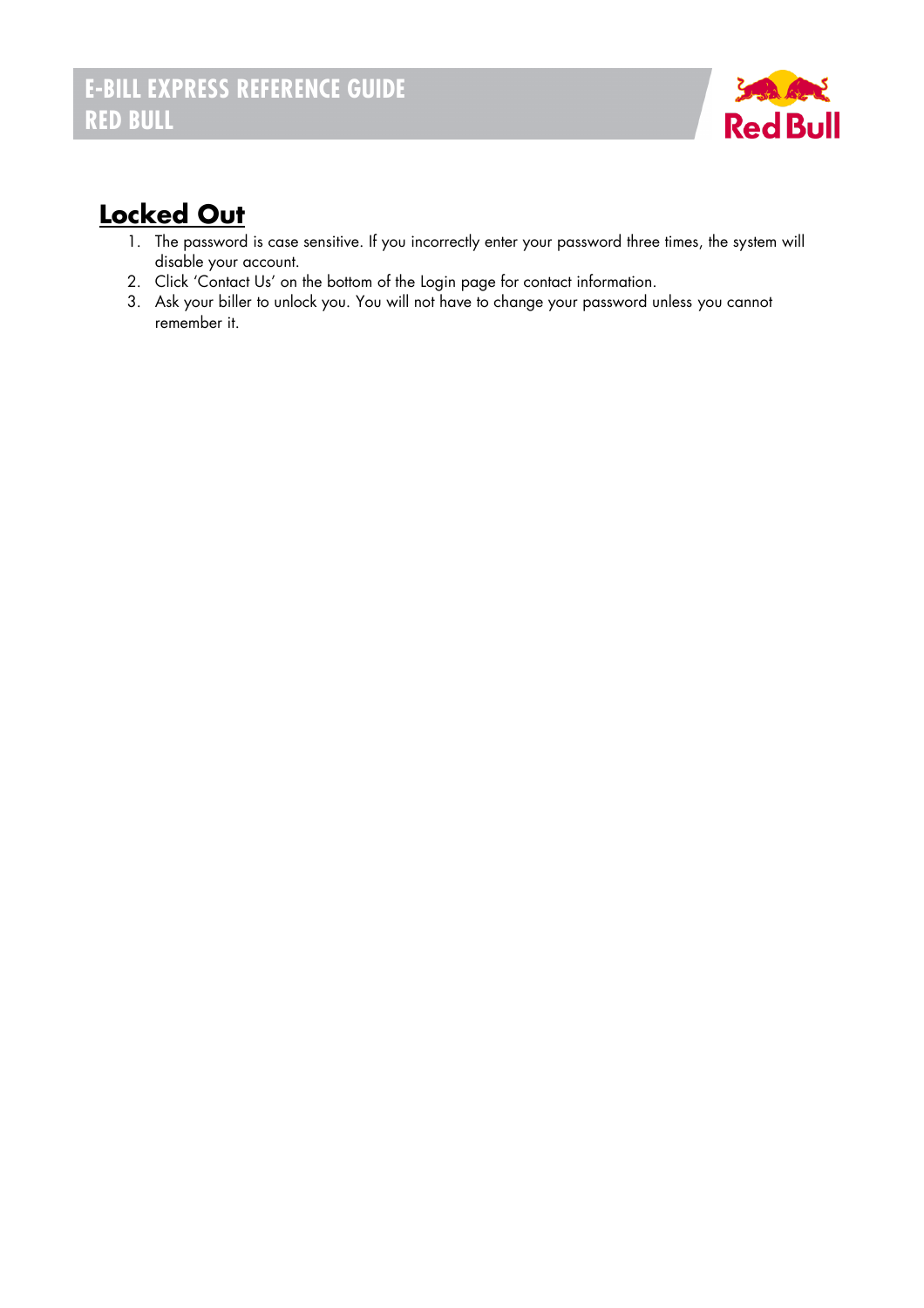## Locked Out

1. The password is case sensitive. If you incorrectly enter your password three times, the system will disable your account.
2. Click 'Contact Us' on the bottom of the Login page for contact information.
3. Ask your biller to unlock you. You will not have to change your password unless you cannot remember it.